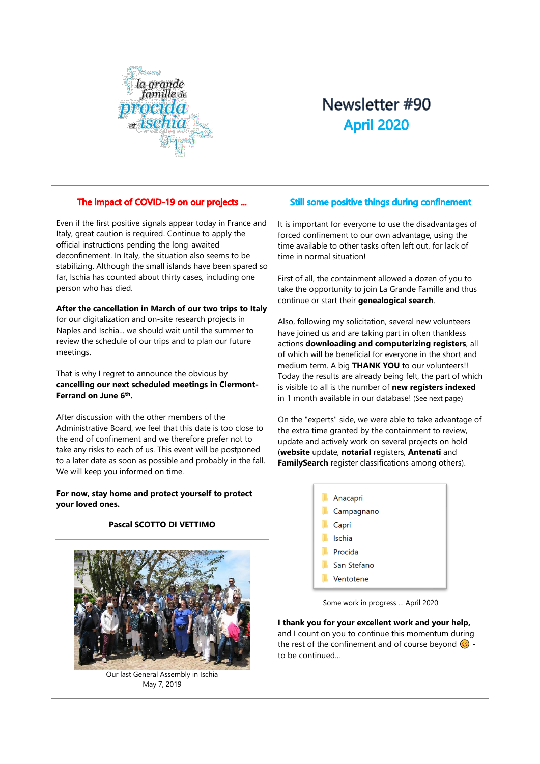la grande famille de procida et ischia

# Newsletter #90
## April 2020

## The impact of COVID-19 on our projects ...

Even if the first positive signals appear today in France and Italy, great caution is required. Continue to apply the official instructions pending the long-awaited deconfinement. In Italy, the situation also seems to be stabilizing. Although the small islands have been spared so far, Ischia has counted about thirty cases, including one person who has died.

**After the cancellation in March of our two trips to Italy** for our digitalization and on-site research projects in Naples and Ischia... we should wait until the summer to review the schedule of our trips and to plan our future meetings.

That is why I regret to announce the obvious by **cancelling our next scheduled meetings in Clermont-Ferrand on June 6th.**

After discussion with the other members of the Administrative Board, we feel that this date is too close to the end of confinement and we therefore prefer not to take any risks to each of us. This event will be postponed to a later date as soon as possible and probably in the fall. We will keep you informed on time.

**For now, stay home and protect yourself to protect your loved ones.**

**Pascal SCOTTO DI VETTIMO**

Our last General Assembly in Ischia
May 7, 2019

## Still some positive things during confinement

It is important for everyone to use the disadvantages of forced confinement to our own advantage, using the time available to other tasks often left out, for lack of time in normal situation!

First of all, the containment allowed a dozen of you to take the opportunity to join La Grande Famille and thus continue or start their **genealogical search**.

Also, following my solicitation, several new volunteers have joined us and are taking part in often thankless actions **downloading and computerizing registers**, all of which will be beneficial for everyone in the short and medium term. A big **THANK YOU** to our volunteers!! Today the results are already being felt, the part of which is visible to all is the number of **new registers indexed** in 1 month available in our database! (See next page)

On the "experts" side, we were able to take advantage of the extra time granted by the containment to review, update and actively work on several projects on hold (**website** update, **notarial** registers, **Antenati** and **FamilySearch** register classifications among others).

- Anacapri
- Campagnano
- Capri
- Ischia
- Procida
- San Stefano
- Ventotene

Some work in progress ... April 2020

**I thank you for your excellent work and your help,** and I count on you to continue this momentum during the rest of the confinement and of course beyond 😊 - to be continued...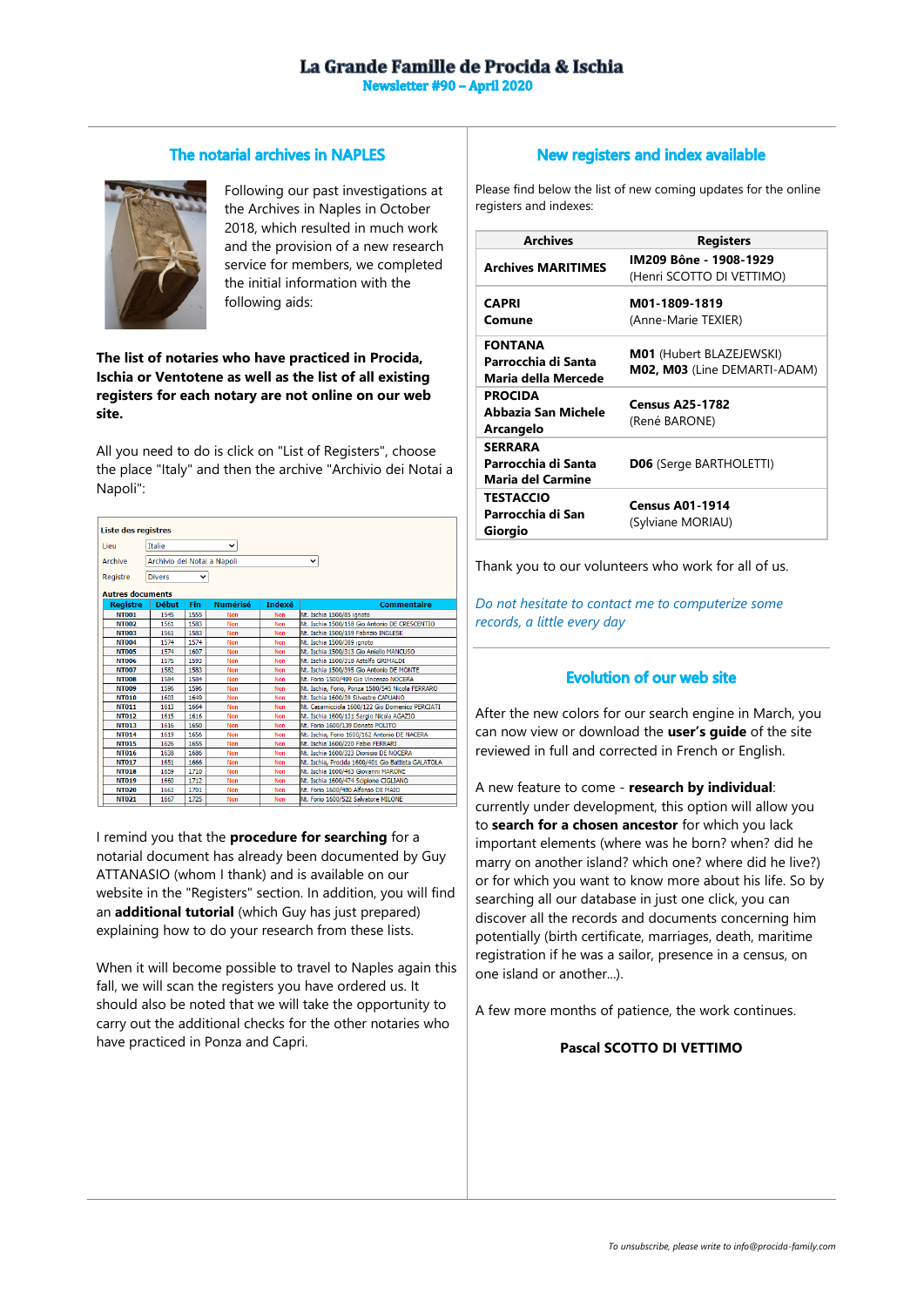# La Grande Famille de Procida & Ischia

**Newsletter #90 – April 2020**

## The notarial archives in NAPLES

Following our past investigations at the Archives in Naples in October 2018, which resulted in much work and the provision of a new research service for members, we completed the initial information with the following aids:

**The list of notaries who have practiced in Procida, Ischia or Ventotene as well as the list of all existing registers for each notary are not online on our web site.**

All you need to do is click on "List of Registers", choose the place "Italy" and then the archive "Archivio dei Notai a Napoli":

Liste des registres

Lieu: Italie

Archive: Archivio dei Notai a Napoli

Registre: Divers

Autres documents

| Registre | Début | Fin | Numérisé | Indexé | Commentaire |
|---|---|---|---|---|---|
| NT001 | 1545 | 1555 | Non | Non | Nt. Ischia 1500/85 ignoto |
| NT002 | 1561 | 1583 | Non | Non | Nt. Ischia 1500/158 Gio Antonio DE CRESCENTIO |
| NT003 | 1561 | 1583 | Non | Non | Nt. Ischia 1500/159 Fabrizio INGLESE |
| NT004 | 1574 | 1574 | Non | Non | Nt. Ischia 1500/309 ignoto |
| NT005 | 1574 | 1607 | Non | Non | Nt. Ischia 1500/313 Gio Aniello MANCUSO |
| NT006 | 1575 | 1593 | Non | Non | Nt. Ischia 1500/318 Astolfo GRIMALDI |
| NT007 | 1582 | 1583 | Non | Non | Nt. Ischia 1500/395 Gio Antonio DE MONTE |
| NT008 | 1584 | 1584 | Non | Non | Nt. Forio 1500/409 Gio Vincenzo NOCERA |
| NT009 | 1596 | 1596 | Non | Non | Nt. Ischia, Forio, Ponza 1500/545 Nicola FERRARO |
| NT010 | 1603 | 1649 | Non | Non | Nt. Ischia 1600/39 Silvestro CAPUANO |
| NT011 | 1613 | 1664 | Non | Non | Nt. Casamicciola 1600/122 Gio Domenico PERCIATI |
| NT012 | 1615 | 1616 | Non | Non | Nt. Ischia 1600/131 Sergio Nicola AGAZIO |
| NT013 | 1616 | 1650 | Non | Non | Nt. Forio 1600/139 Donato POLITO |
| NT014 | 1619 | 1656 | Non | Non | Nt. Ischia, Forio 1600/162 Antonio DE NACERA |
| NT015 | 1626 | 1655 | Non | Non | Nt. Ischia 1600/220 Fabio FERRARI |
| NT016 | 1628 | 1686 | Non | Non | Nt. Ischia 1600/223 Dionisio DE NOCERA |
| NT017 | 1651 | 1666 | Non | Non | Nt. Ischia, Procida 1600/401 Gio Battista GALATOLA |
| NT018 | 1659 | 1710 | Non | Non | Nt. Ischia 1600/463 Giovanni MARONE |
| NT019 | 1660 | 1712 | Non | Non | Nt. Ischia 1600/474 Scipione CIGLIANO |
| NT020 | 1661 | 1701 | Non | Non | Nt. Forio 1600/480 Alfonso DE MAIO |
| NT021 | 1667 | 1725 | Non | Non | Nt. Forio 1600/522 Salvatore MILONE |

I remind you that the **procedure for searching** for a notarial document has already been documented by Guy ATTANASIO (whom I thank) and is available on our website in the "Registers" section. In addition, you will find an **additional tutorial** (which Guy has just prepared) explaining how to do your research from these lists.

When it will become possible to travel to Naples again this fall, we will scan the registers you have ordered us. It should also be noted that we will take the opportunity to carry out the additional checks for the other notaries who have practiced in Ponza and Capri.

## New registers and index available

Please find below the list of new coming updates for the online registers and indexes:

| Archives | Registers |
|---|---|
| **Archives MARITIMES** | **IM209 Bône - 1908-1929** (Henri SCOTTO DI VETTIMO) |
| **CAPRI Comune** | **M01-1809-1819** (Anne-Marie TEXIER) |
| **FONTANA Parrocchia di Santa Maria della Mercede** | **M01** (Hubert BLAZEJEWSKI) **M02, M03** (Line DEMARTI-ADAM) |
| **PROCIDA Abbazia San Michele Arcangelo** | **Census A25-1782** (René BARONE) |
| **SERRARA Parrocchia di Santa Maria del Carmine** | **D06** (Serge BARTHOLETTI) |
| **TESTACCIO Parrocchia di San Giorgio** | **Census A01-1914** (Sylviane MORIAU) |

Thank you to our volunteers who work for all of us.

*Do not hesitate to contact me to computerize some records, a little every day*

## Evolution of our web site

After the new colors for our search engine in March, you can now view or download the **user's guide** of the site reviewed in full and corrected in French or English.

A new feature to come - **research by individual**: currently under development, this option will allow you to **search for a chosen ancestor** for which you lack important elements (where was he born? when? did he marry on another island? which one? where did he live?) or for which you want to know more about his life. So by searching all our database in just one click, you can discover all the records and documents concerning him potentially (birth certificate, marriages, death, maritime registration if he was a sailor, presence in a census, on one island or another...).

A few more months of patience, the work continues.

**Pascal SCOTTO DI VETTIMO**

*To unsubscribe, please write to info@procida-family.com*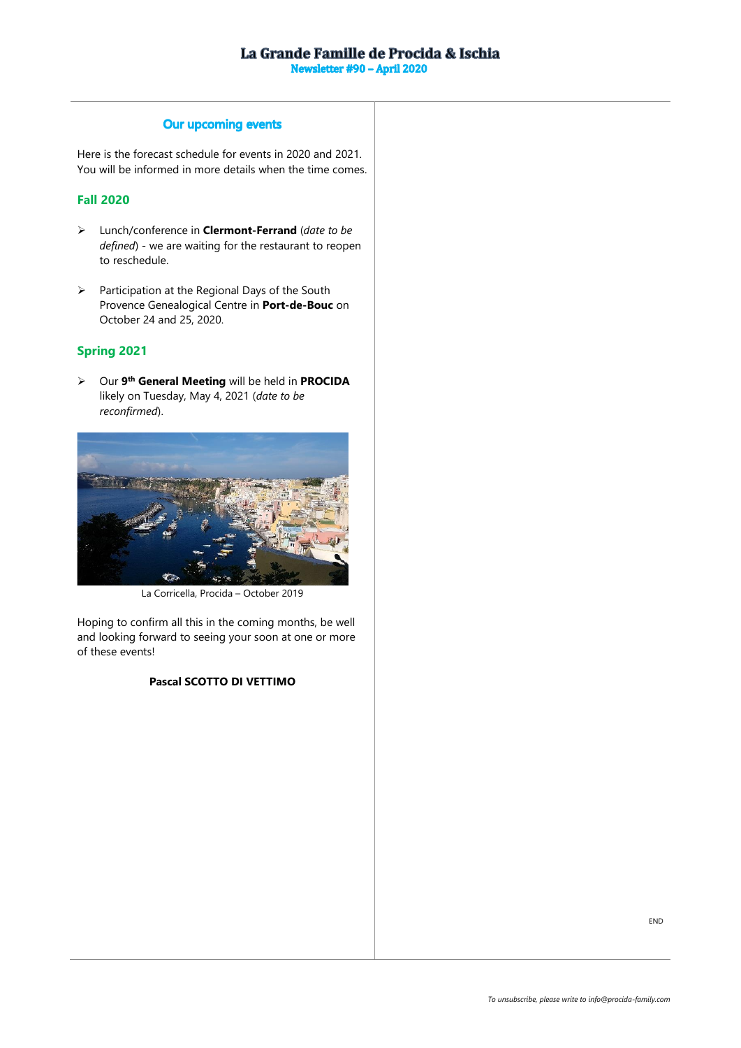## Our upcoming events

Here is the forecast schedule for events in 2020 and 2021. You will be informed in more details when the time comes.

### Fall 2020

- Lunch/conference in **Clermont-Ferrand** (*date to be defined*) - we are waiting for the restaurant to reopen to reschedule.
- Participation at the Regional Days of the South Provence Genealogical Centre in **Port-de-Bouc** on October 24 and 25, 2020.

### Spring 2021

- Our **9th General Meeting** will be held in **PROCIDA** likely on Tuesday, May 4, 2021 (*date to be reconfirmed*).

La Corricella, Procida – October 2019

Hoping to confirm all this in the coming months, be well and looking forward to seeing your soon at one or more of these events!

**Pascal SCOTTO DI VETTIMO**

END

*To unsubscribe, please write to info@procida-family.com*